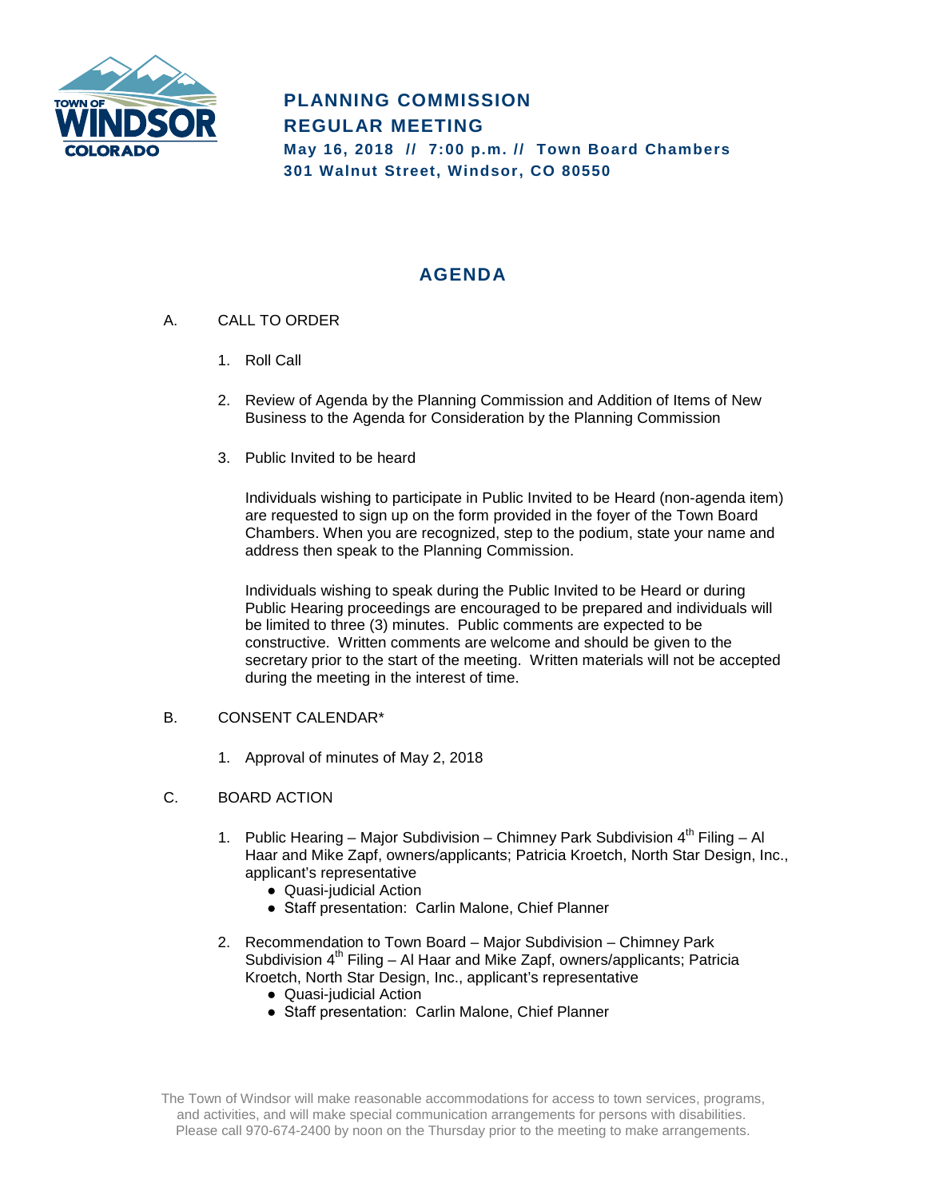TOWN OF WINDSOR COLORADO

# PLANNING COMMISSION
# REGULAR MEETING

**May 16, 2018 // 7:00 p.m. // Town Board Chambers**
**301 Walnut Street, Windsor, CO 80550**

## AGENDA

A. CALL TO ORDER

1. Roll Call

2. Review of Agenda by the Planning Commission and Addition of Items of New Business to the Agenda for Consideration by the Planning Commission

3. Public Invited to be heard

   Individuals wishing to participate in Public Invited to be Heard (non-agenda item) are requested to sign up on the form provided in the foyer of the Town Board Chambers. When you are recognized, step to the podium, state your name and address then speak to the Planning Commission.

   Individuals wishing to speak during the Public Invited to be Heard or during Public Hearing proceedings are encouraged to be prepared and individuals will be limited to three (3) minutes. Public comments are expected to be constructive. Written comments are welcome and should be given to the secretary prior to the start of the meeting. Written materials will not be accepted during the meeting in the interest of time.

B. CONSENT CALENDAR*

1. Approval of minutes of May 2, 2018

C. BOARD ACTION

1. Public Hearing – Major Subdivision – Chimney Park Subdivision 4th Filing – Al Haar and Mike Zapf, owners/applicants; Patricia Kroetch, North Star Design, Inc., applicant's representative
   - Quasi-judicial Action
   - Staff presentation: Carlin Malone, Chief Planner

2. Recommendation to Town Board – Major Subdivision – Chimney Park Subdivision 4th Filing – Al Haar and Mike Zapf, owners/applicants; Patricia Kroetch, North Star Design, Inc., applicant's representative
   - Quasi-judicial Action
   - Staff presentation: Carlin Malone, Chief Planner

The Town of Windsor will make reasonable accommodations for access to town services, programs, and activities, and will make special communication arrangements for persons with disabilities. Please call 970-674-2400 by noon on the Thursday prior to the meeting to make arrangements.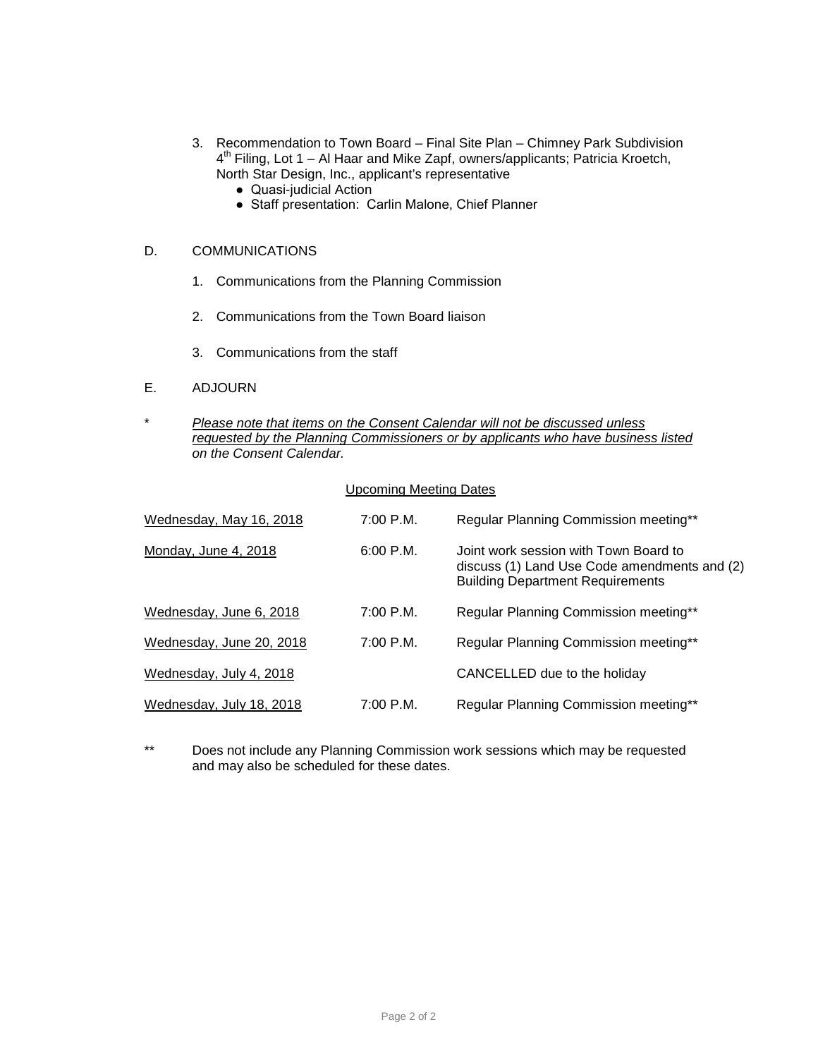3. Recommendation to Town Board – Final Site Plan – Chimney Park Subdivision 4th Filing, Lot 1 – Al Haar and Mike Zapf, owners/applicants; Patricia Kroetch, North Star Design, Inc., applicant's representative
   - Quasi-judicial Action
   - Staff presentation: Carlin Malone, Chief Planner

D. COMMUNICATIONS

1. Communications from the Planning Commission
2. Communications from the Town Board liaison
3. Communications from the staff

E. ADJOURN

\* *Please note that items on the Consent Calendar will not be discussed unless requested by the Planning Commissioners or by applicants who have business listed on the Consent Calendar.*

Upcoming Meeting Dates

| | | |
|---|---|---|
| Wednesday, May 16, 2018 | 7:00 P.M. | Regular Planning Commission meeting** |
| Monday, June 4, 2018 | 6:00 P.M. | Joint work session with Town Board to discuss (1) Land Use Code amendments and (2) Building Department Requirements |
| Wednesday, June 6, 2018 | 7:00 P.M. | Regular Planning Commission meeting** |
| Wednesday, June 20, 2018 | 7:00 P.M. | Regular Planning Commission meeting** |
| Wednesday, July 4, 2018 | | CANCELLED due to the holiday |
| Wednesday, July 18, 2018 | 7:00 P.M. | Regular Planning Commission meeting** |

** Does not include any Planning Commission work sessions which may be requested and may also be scheduled for these dates.